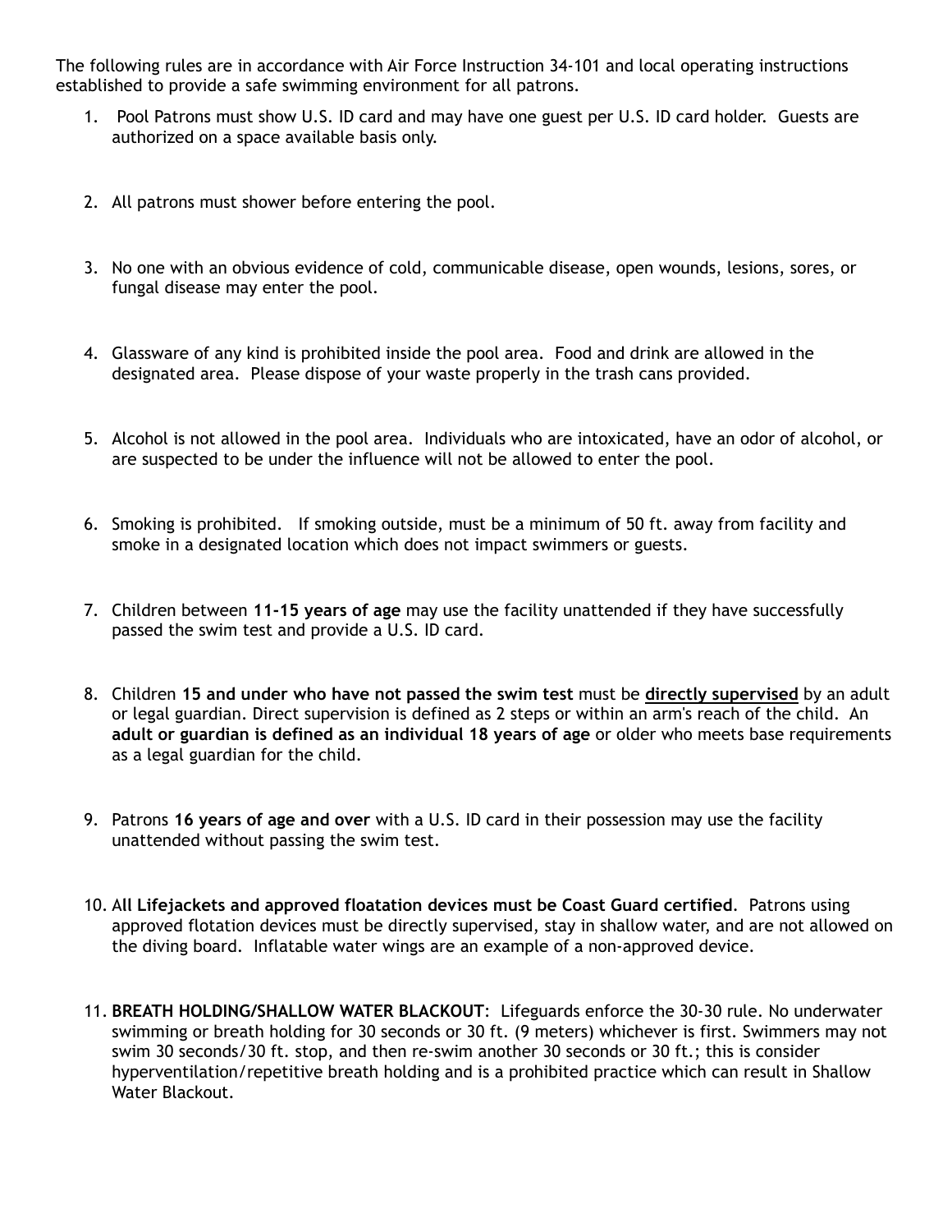The following rules are in accordance with Air Force Instruction 34-101 and local operating instructions established to provide a safe swimming environment for all patrons.

1. Pool Patrons must show U.S. ID card and may have one guest per U.S. ID card holder. Guests are authorized on a space available basis only.

2. All patrons must shower before entering the pool.

3. No one with an obvious evidence of cold, communicable disease, open wounds, lesions, sores, or fungal disease may enter the pool.

4. Glassware of any kind is prohibited inside the pool area. Food and drink are allowed in the designated area. Please dispose of your waste properly in the trash cans provided.

5. Alcohol is not allowed in the pool area. Individuals who are intoxicated, have an odor of alcohol, or are suspected to be under the influence will not be allowed to enter the pool.

6. Smoking is prohibited. If smoking outside, must be a minimum of 50 ft. away from facility and smoke in a designated location which does not impact swimmers or guests.

7. Children between **11-15 years of age** may use the facility unattended if they have successfully passed the swim test and provide a U.S. ID card.

8. Children **15 and under who have not passed the swim test** must be <u>**directly supervised**</u> by an adult or legal guardian. Direct supervision is defined as 2 steps or within an arm's reach of the child. An **adult or guardian is defined as an individual 18 years of age** or older who meets base requirements as a legal guardian for the child.

9. Patrons **16 years of age and over** with a U.S. ID card in their possession may use the facility unattended without passing the swim test.

10. A**ll Lifejackets and approved floatation devices must be Coast Guard certified**. Patrons using approved flotation devices must be directly supervised, stay in shallow water, and are not allowed on the diving board. Inflatable water wings are an example of a non-approved device.

11. **BREATH HOLDING/SHALLOW WATER BLACKOUT**: Lifeguards enforce the 30-30 rule. No underwater swimming or breath holding for 30 seconds or 30 ft. (9 meters) whichever is first. Swimmers may not swim 30 seconds/30 ft. stop, and then re-swim another 30 seconds or 30 ft.; this is consider hyperventilation/repetitive breath holding and is a prohibited practice which can result in Shallow Water Blackout.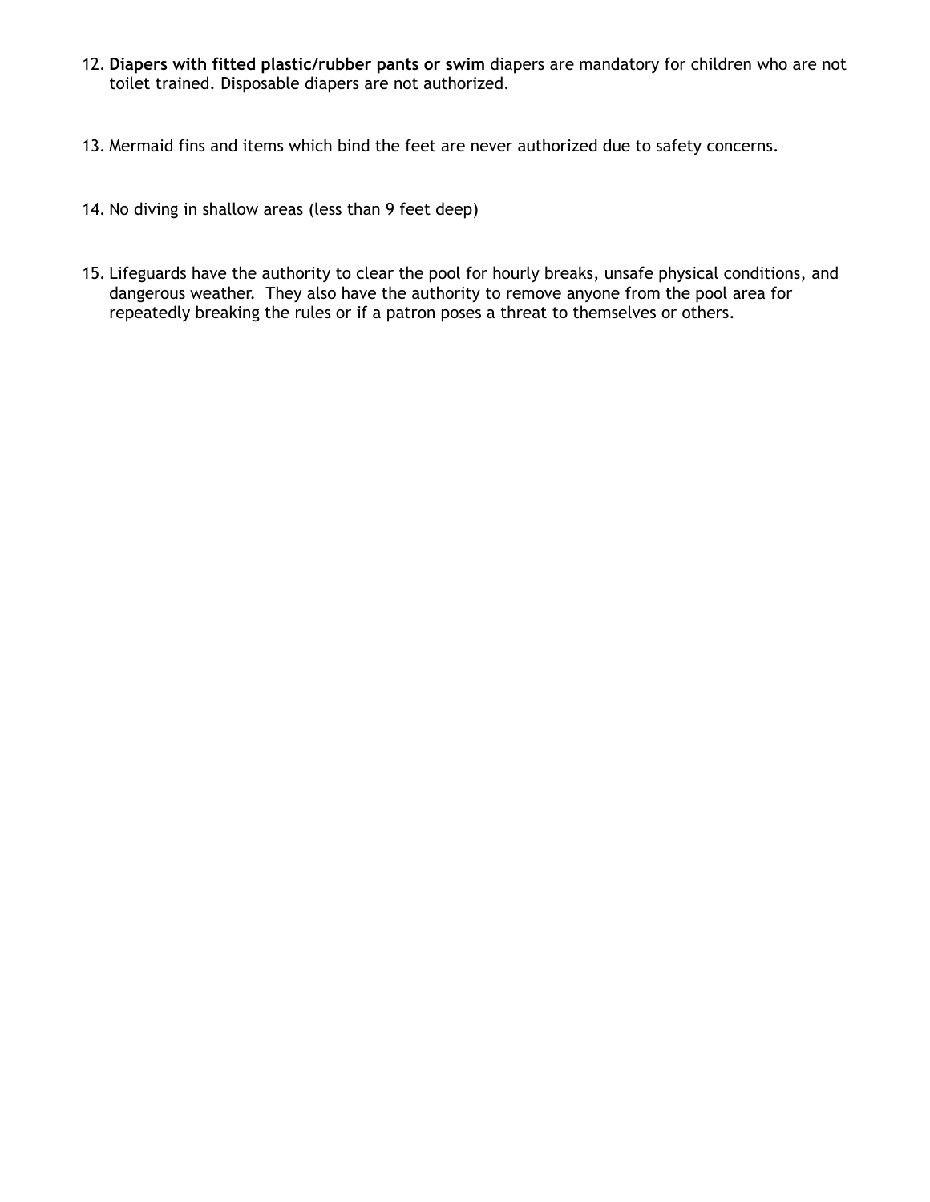12. **Diapers with fitted plastic/rubber pants or swim** diapers are mandatory for children who are not toilet trained. Disposable diapers are not authorized.

13. Mermaid fins and items which bind the feet are never authorized due to safety concerns.

14. No diving in shallow areas (less than 9 feet deep)

15. Lifeguards have the authority to clear the pool for hourly breaks, unsafe physical conditions, and dangerous weather. They also have the authority to remove anyone from the pool area for repeatedly breaking the rules or if a patron poses a threat to themselves or others.